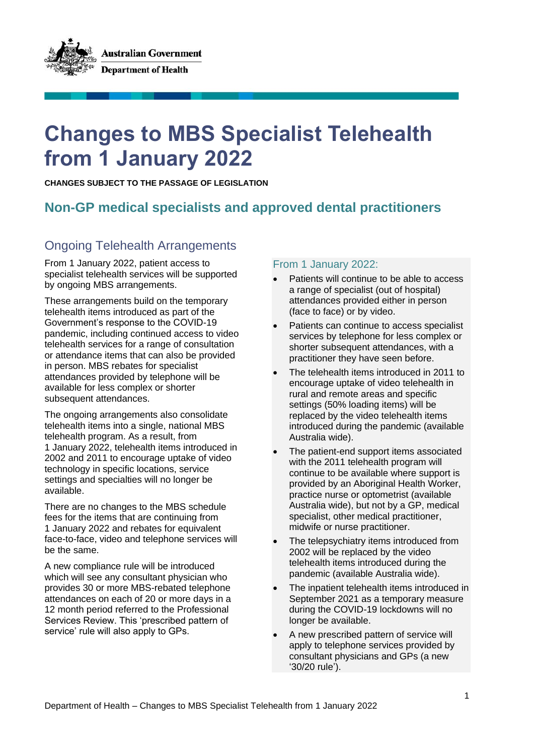Australian Government

Department of Health

# Changes to MBS Specialist Telehealth from 1 January 2022

**CHANGES SUBJECT TO THE PASSAGE OF LEGISLATION**

## Non-GP medical specialists and approved dental practitioners

### Ongoing Telehealth Arrangements

From 1 January 2022, patient access to specialist telehealth services will be supported by ongoing MBS arrangements.

These arrangements build on the temporary telehealth items introduced as part of the Government's response to the COVID-19 pandemic, including continued access to video telehealth services for a range of consultation or attendance items that can also be provided in person. MBS rebates for specialist attendances provided by telephone will be available for less complex or shorter subsequent attendances.

The ongoing arrangements also consolidate telehealth items into a single, national MBS telehealth program. As a result, from 1 January 2022, telehealth items introduced in 2002 and 2011 to encourage uptake of video technology in specific locations, service settings and specialties will no longer be available.

There are no changes to the MBS schedule fees for the items that are continuing from 1 January 2022 and rebates for equivalent face-to-face, video and telephone services will be the same.

A new compliance rule will be introduced which will see any consultant physician who provides 30 or more MBS-rebated telephone attendances on each of 20 or more days in a 12 month period referred to the Professional Services Review. This 'prescribed pattern of service' rule will also apply to GPs.

### From 1 January 2022:

- Patients will continue to be able to access a range of specialist (out of hospital) attendances provided either in person (face to face) or by video.
- Patients can continue to access specialist services by telephone for less complex or shorter subsequent attendances, with a practitioner they have seen before.
- The telehealth items introduced in 2011 to encourage uptake of video telehealth in rural and remote areas and specific settings (50% loading items) will be replaced by the video telehealth items introduced during the pandemic (available Australia wide).
- The patient-end support items associated with the 2011 telehealth program will continue to be available where support is provided by an Aboriginal Health Worker, practice nurse or optometrist (available Australia wide), but not by a GP, medical specialist, other medical practitioner, midwife or nurse practitioner.
- The telepsychiatry items introduced from 2002 will be replaced by the video telehealth items introduced during the pandemic (available Australia wide).
- The inpatient telehealth items introduced in September 2021 as a temporary measure during the COVID-19 lockdowns will no longer be available.
- A new prescribed pattern of service will apply to telephone services provided by consultant physicians and GPs (a new '30/20 rule').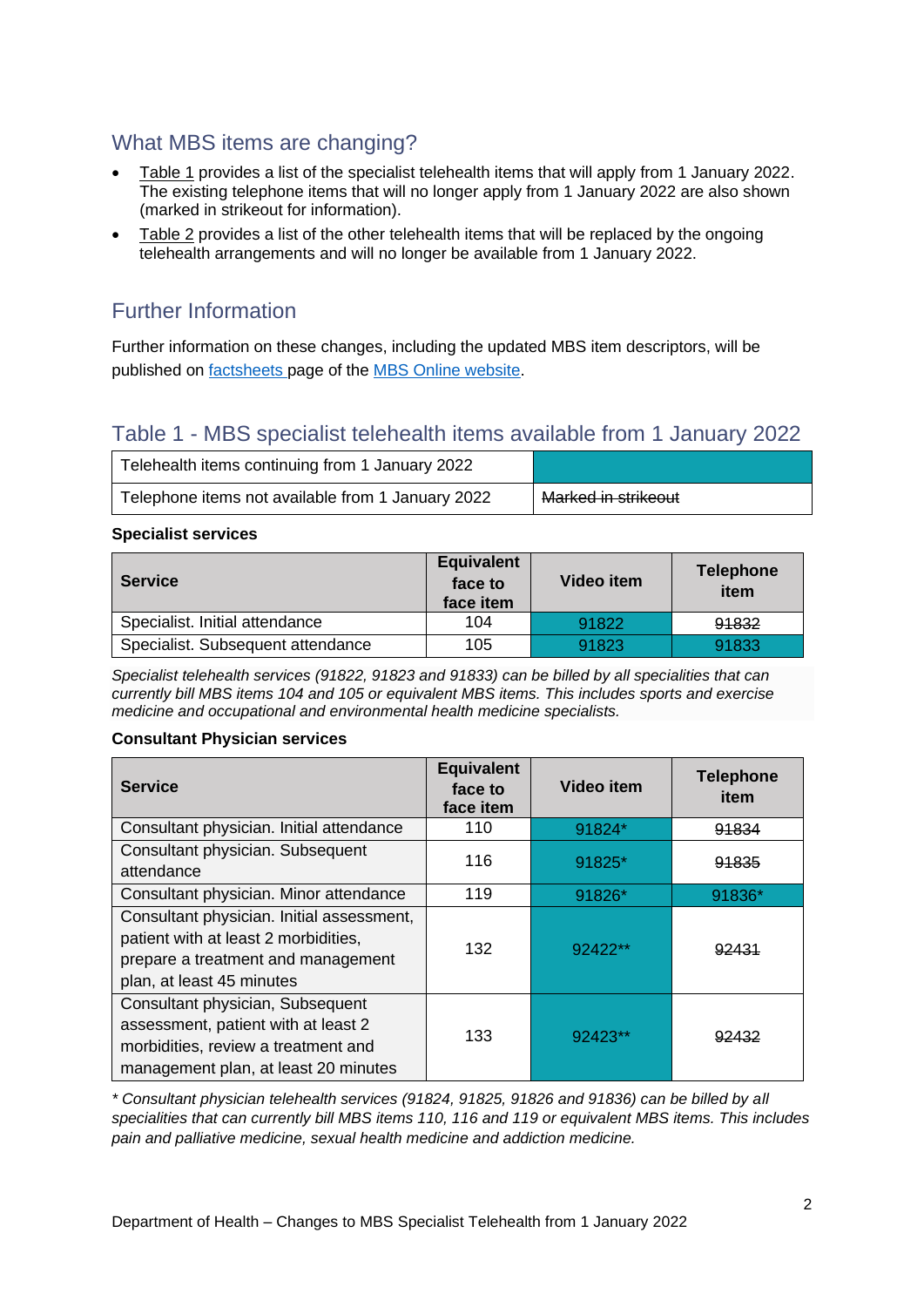## What MBS items are changing?

- Table 1 provides a list of the specialist telehealth items that will apply from 1 January 2022. The existing telephone items that will no longer apply from 1 January 2022 are also shown (marked in strikeout for information).
- Table 2 provides a list of the other telehealth items that will be replaced by the ongoing telehealth arrangements and will no longer be available from 1 January 2022.

## Further Information

Further information on these changes, including the updated MBS item descriptors, will be published on [factsheets ](#)page of the [MBS Online website](#).

## Table 1 - MBS specialist telehealth items available from 1 January 2022

| | |
|---|---|
| Telehealth items continuing from 1 January 2022 | |
| Telephone items not available from 1 January 2022 | ~~Marked in strikeout~~ |

**Specialist services**

| Service | Equivalent face to face item | Video item | Telephone item |
|---|---|---|---|
| Specialist. Initial attendance | 104 | 91822 | ~~91832~~ |
| Specialist. Subsequent attendance | 105 | 91823 | 91833 |

*Specialist telehealth services (91822, 91823 and 91833) can be billed by all specialities that can currently bill MBS items 104 and 105 or equivalent MBS items. This includes sports and exercise medicine and occupational and environmental health medicine specialists.*

**Consultant Physician services**

| Service | Equivalent face to face item | Video item | Telephone item |
|---|---|---|---|
| Consultant physician. Initial attendance | 110 | 91824* | ~~91834~~ |
| Consultant physician. Subsequent attendance | 116 | 91825* | ~~91835~~ |
| Consultant physician. Minor attendance | 119 | 91826* | 91836* |
| Consultant physician. Initial assessment, patient with at least 2 morbidities, prepare a treatment and management plan, at least 45 minutes | 132 | 92422** | ~~92431~~ |
| Consultant physician, Subsequent assessment, patient with at least 2 morbidities, review a treatment and management plan, at least 20 minutes | 133 | 92423** | ~~92432~~ |

*\* Consultant physician telehealth services (91824, 91825, 91826 and 91836) can be billed by all specialities that can currently bill MBS items 110, 116 and 119 or equivalent MBS items. This includes pain and palliative medicine, sexual health medicine and addiction medicine.*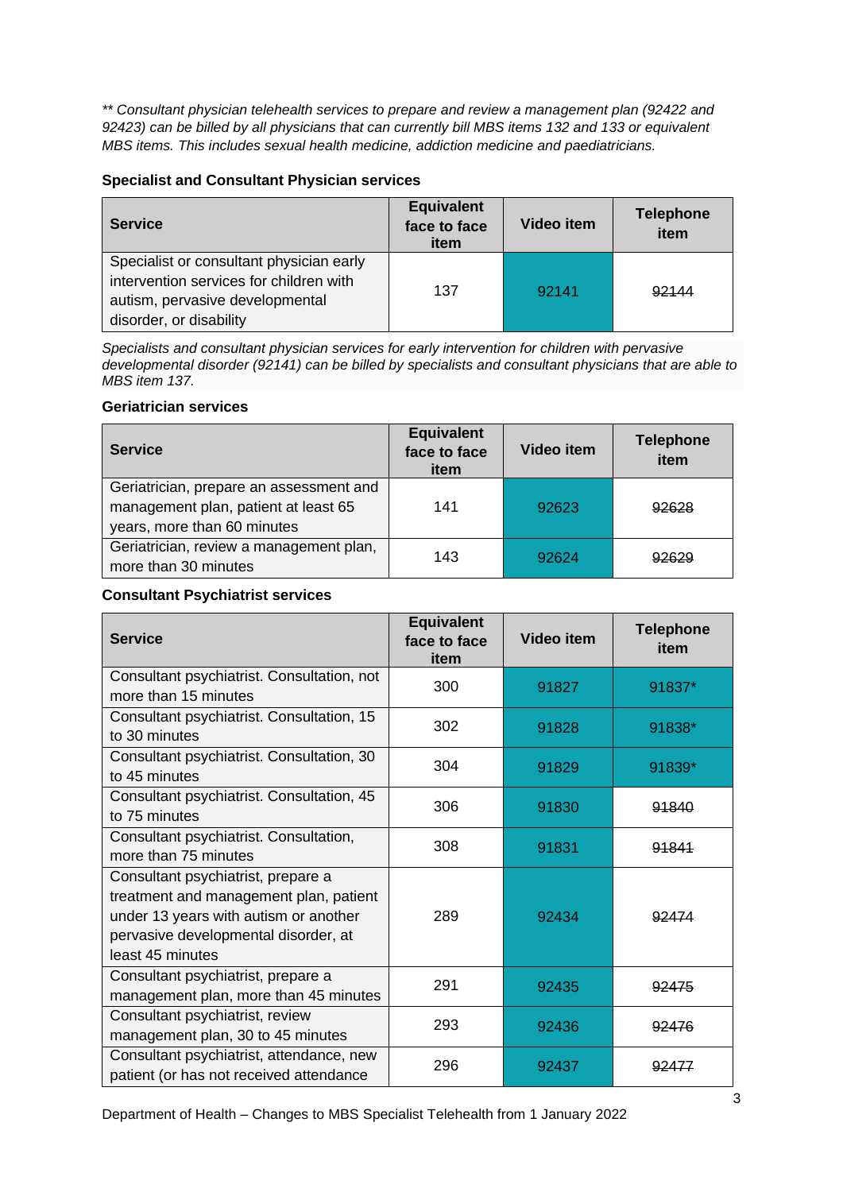*** Consultant physician telehealth services to prepare and review a management plan (92422 and 92423) can be billed by all physicians that can currently bill MBS items 132 and 133 or equivalent MBS items. This includes sexual health medicine, addiction medicine and paediatricians.*

**Specialist and Consultant Physician services**

| Service | Equivalent face to face item | Video item | Telephone item |
|---|---|---|---|
| Specialist or consultant physician early intervention services for children with autism, pervasive developmental disorder, or disability | 137 | 92141 | ~~92144~~ |

*Specialists and consultant physician services for early intervention for children with pervasive developmental disorder (92141) can be billed by specialists and consultant physicians that are able to MBS item 137.*

**Geriatrician services**

| Service | Equivalent face to face item | Video item | Telephone item |
|---|---|---|---|
| Geriatrician, prepare an assessment and management plan, patient at least 65 years, more than 60 minutes | 141 | 92623 | ~~92628~~ |
| Geriatrician, review a management plan, more than 30 minutes | 143 | 92624 | ~~92629~~ |

**Consultant Psychiatrist services**

| Service | Equivalent face to face item | Video item | Telephone item |
|---|---|---|---|
| Consultant psychiatrist. Consultation, not more than 15 minutes | 300 | 91827 | 91837* |
| Consultant psychiatrist. Consultation, 15 to 30 minutes | 302 | 91828 | 91838* |
| Consultant psychiatrist. Consultation, 30 to 45 minutes | 304 | 91829 | 91839* |
| Consultant psychiatrist. Consultation, 45 to 75 minutes | 306 | 91830 | ~~91840~~ |
| Consultant psychiatrist. Consultation, more than 75 minutes | 308 | 91831 | ~~91841~~ |
| Consultant psychiatrist, prepare a treatment and management plan, patient under 13 years with autism or another pervasive developmental disorder, at least 45 minutes | 289 | 92434 | ~~92474~~ |
| Consultant psychiatrist, prepare a management plan, more than 45 minutes | 291 | 92435 | ~~92475~~ |
| Consultant psychiatrist, review management plan, 30 to 45 minutes | 293 | 92436 | ~~92476~~ |
| Consultant psychiatrist, attendance, new patient (or has not received attendance | 296 | 92437 | ~~92477~~ |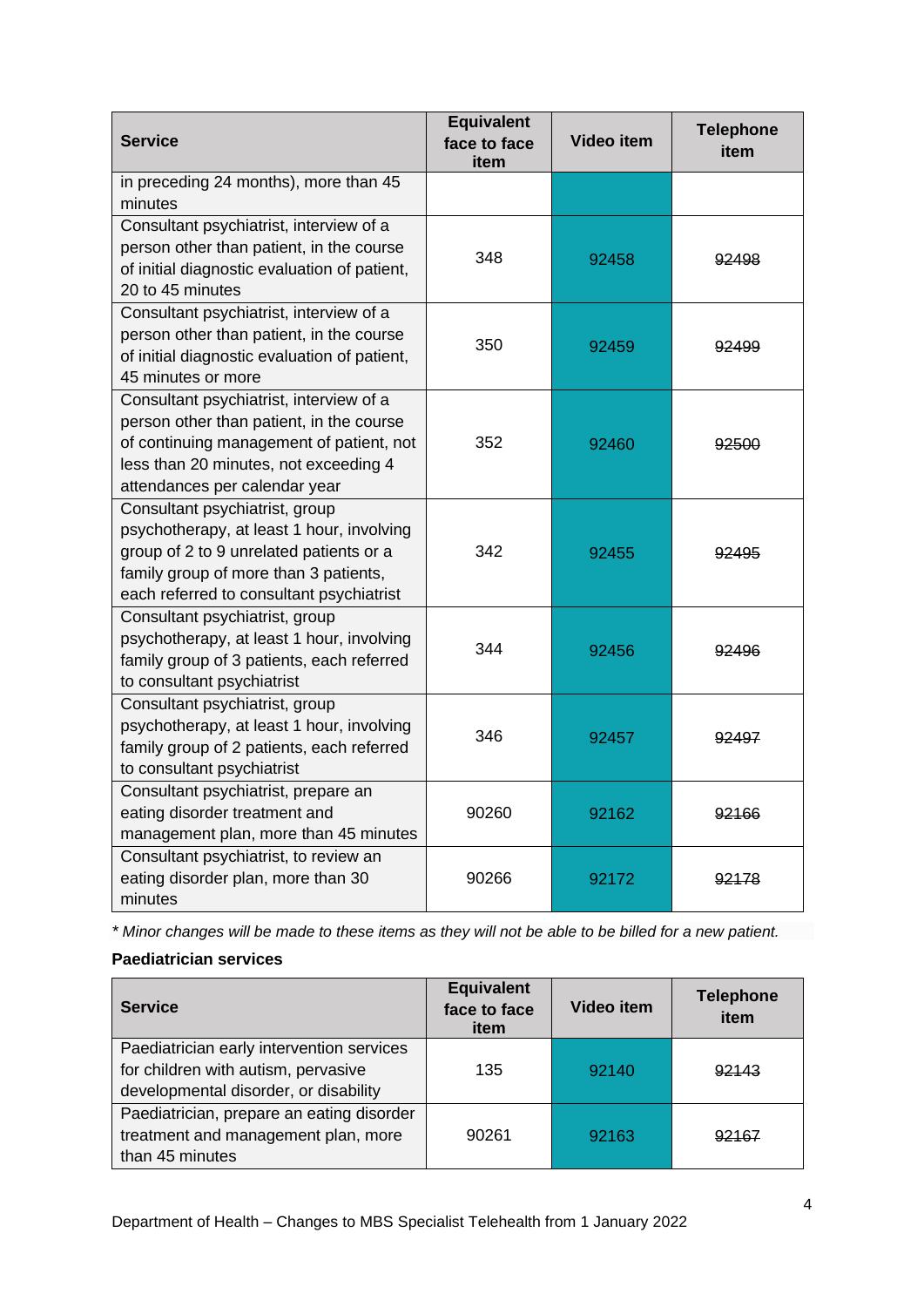| Service | Equivalent face to face item | Video item | Telephone item |
|---|---|---|---|
| in preceding 24 months), more than 45 minutes | | | |
| Consultant psychiatrist, interview of a person other than patient, in the course of initial diagnostic evaluation of patient, 20 to 45 minutes | 348 | 92458 | ~~92498~~ |
| Consultant psychiatrist, interview of a person other than patient, in the course of initial diagnostic evaluation of patient, 45 minutes or more | 350 | 92459 | ~~92499~~ |
| Consultant psychiatrist, interview of a person other than patient, in the course of continuing management of patient, not less than 20 minutes, not exceeding 4 attendances per calendar year | 352 | 92460 | ~~92500~~ |
| Consultant psychiatrist, group psychotherapy, at least 1 hour, involving group of 2 to 9 unrelated patients or a family group of more than 3 patients, each referred to consultant psychiatrist | 342 | 92455 | ~~92495~~ |
| Consultant psychiatrist, group psychotherapy, at least 1 hour, involving family group of 3 patients, each referred to consultant psychiatrist | 344 | 92456 | ~~92496~~ |
| Consultant psychiatrist, group psychotherapy, at least 1 hour, involving family group of 2 patients, each referred to consultant psychiatrist | 346 | 92457 | ~~92497~~ |
| Consultant psychiatrist, prepare an eating disorder treatment and management plan, more than 45 minutes | 90260 | 92162 | ~~92166~~ |
| Consultant psychiatrist, to review an eating disorder plan, more than 30 minutes | 90266 | 92172 | ~~92178~~ |

*\* Minor changes will be made to these items as they will not be able to be billed for a new patient.*

**Paediatrician services**

| Service | Equivalent face to face item | Video item | Telephone item |
|---|---|---|---|
| Paediatrician early intervention services for children with autism, pervasive developmental disorder, or disability | 135 | 92140 | ~~92143~~ |
| Paediatrician, prepare an eating disorder treatment and management plan, more than 45 minutes | 90261 | 92163 | ~~92167~~ |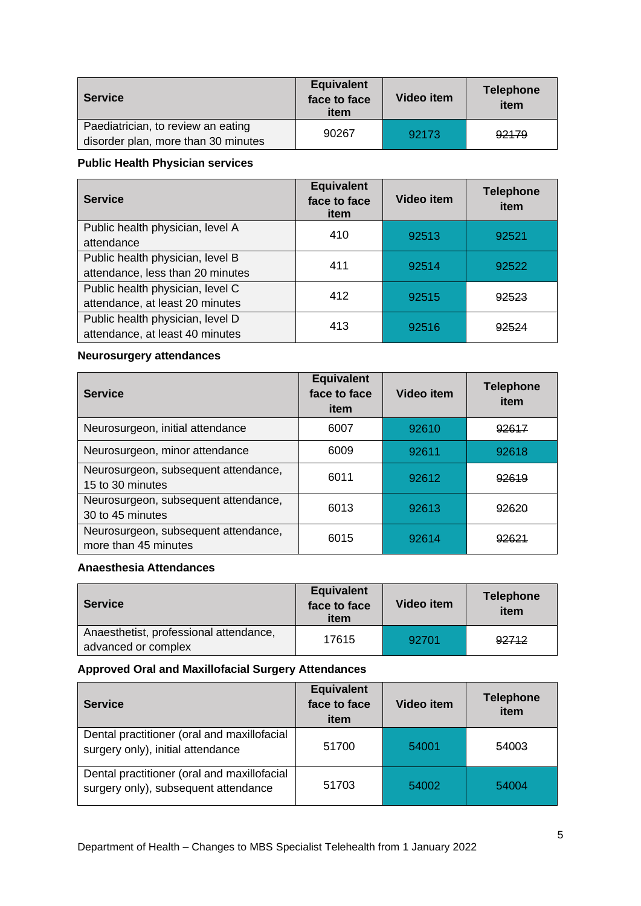| Service | Equivalent face to face item | Video item | Telephone item |
|---|---|---|---|
| Paediatrician, to review an eating disorder plan, more than 30 minutes | 90267 | 92173 | ~~92179~~ |

**Public Health Physician services**

| Service | Equivalent face to face item | Video item | Telephone item |
|---|---|---|---|
| Public health physician, level A attendance | 410 | 92513 | 92521 |
| Public health physician, level B attendance, less than 20 minutes | 411 | 92514 | 92522 |
| Public health physician, level C attendance, at least 20 minutes | 412 | 92515 | ~~92523~~ |
| Public health physician, level D attendance, at least 40 minutes | 413 | 92516 | ~~92524~~ |

**Neurosurgery attendances**

| Service | Equivalent face to face item | Video item | Telephone item |
|---|---|---|---|
| Neurosurgeon, initial attendance | 6007 | 92610 | ~~92617~~ |
| Neurosurgeon, minor attendance | 6009 | 92611 | 92618 |
| Neurosurgeon, subsequent attendance, 15 to 30 minutes | 6011 | 92612 | ~~92619~~ |
| Neurosurgeon, subsequent attendance, 30 to 45 minutes | 6013 | 92613 | ~~92620~~ |
| Neurosurgeon, subsequent attendance, more than 45 minutes | 6015 | 92614 | ~~92621~~ |

**Anaesthesia Attendances**

| Service | Equivalent face to face item | Video item | Telephone item |
|---|---|---|---|
| Anaesthetist, professional attendance, advanced or complex | 17615 | 92701 | ~~92712~~ |

**Approved Oral and Maxillofacial Surgery Attendances**

| Service | Equivalent face to face item | Video item | Telephone item |
|---|---|---|---|
| Dental practitioner (oral and maxillofacial surgery only), initial attendance | 51700 | 54001 | ~~54003~~ |
| Dental practitioner (oral and maxillofacial surgery only), subsequent attendance | 51703 | 54002 | 54004 |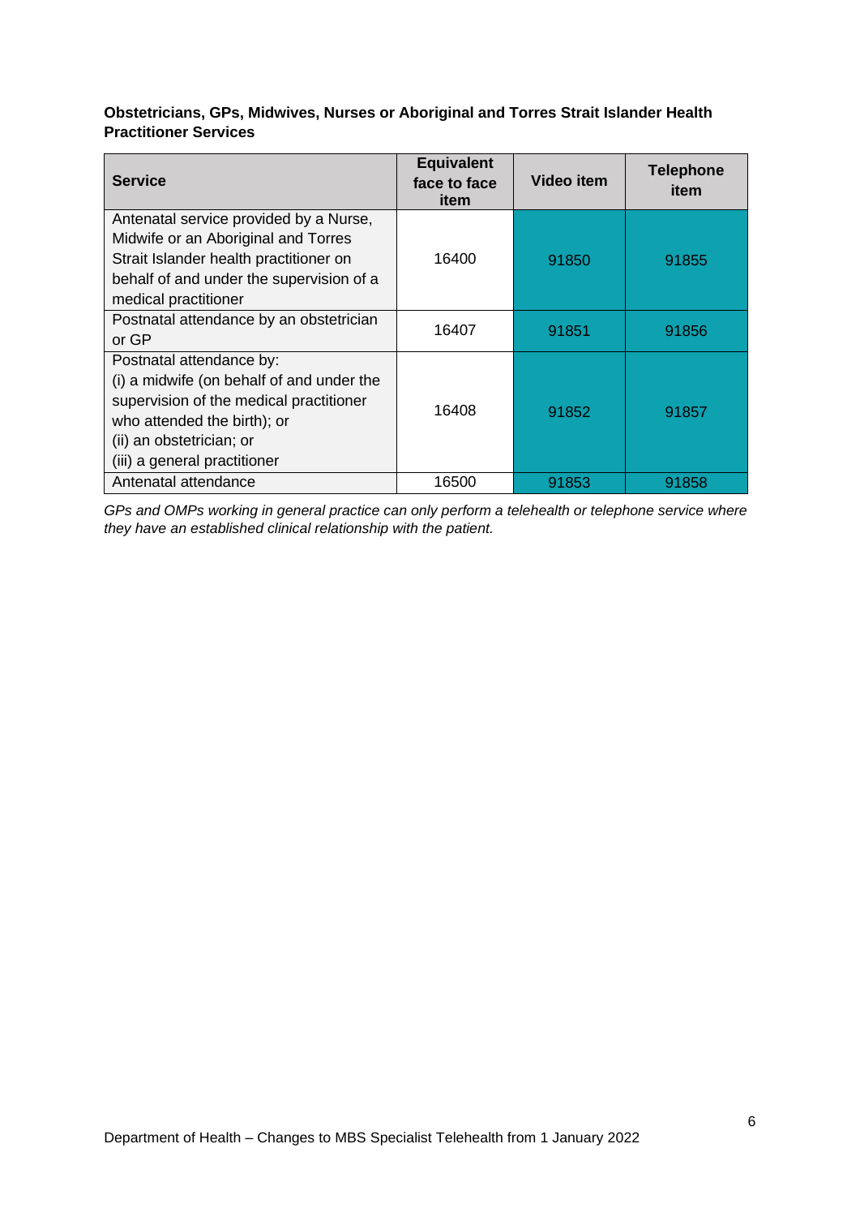**Obstetricians, GPs, Midwives, Nurses or Aboriginal and Torres Strait Islander Health Practitioner Services**

| Service | Equivalent face to face item | Video item | Telephone item |
|---|---|---|---|
| Antenatal service provided by a Nurse, Midwife or an Aboriginal and Torres Strait Islander health practitioner on behalf of and under the supervision of a medical practitioner | 16400 | 91850 | 91855 |
| Postnatal attendance by an obstetrician or GP | 16407 | 91851 | 91856 |
| Postnatal attendance by:<br>(i) a midwife (on behalf of and under the supervision of the medical practitioner who attended the birth); or<br>(ii) an obstetrician; or<br>(iii) a general practitioner | 16408 | 91852 | 91857 |
| Antenatal attendance | 16500 | 91853 | 91858 |

*GPs and OMPs working in general practice can only perform a telehealth or telephone service where they have an established clinical relationship with the patient.*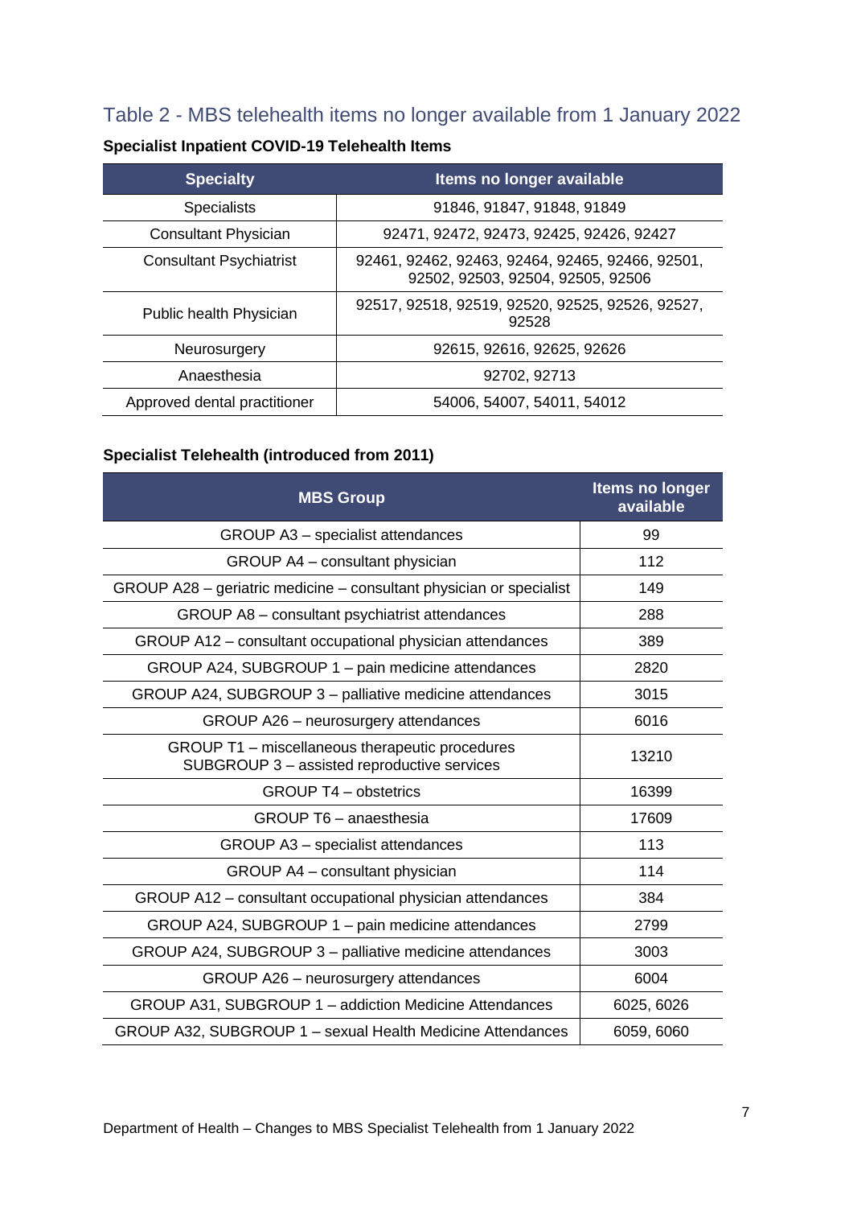## Table 2 - MBS telehealth items no longer available from 1 January 2022

**Specialist Inpatient COVID-19 Telehealth Items**

| Specialty | Items no longer available |
|---|---|
| Specialists | 91846, 91847, 91848, 91849 |
| Consultant Physician | 92471, 92472, 92473, 92425, 92426, 92427 |
| Consultant Psychiatrist | 92461, 92462, 92463, 92464, 92465, 92466, 92501, 92502, 92503, 92504, 92505, 92506 |
| Public health Physician | 92517, 92518, 92519, 92520, 92525, 92526, 92527, 92528 |
| Neurosurgery | 92615, 92616, 92625, 92626 |
| Anaesthesia | 92702, 92713 |
| Approved dental practitioner | 54006, 54007, 54011, 54012 |

**Specialist Telehealth (introduced from 2011)**

| MBS Group | Items no longer available |
|---|---|
| GROUP A3 – specialist attendances | 99 |
| GROUP A4 – consultant physician | 112 |
| GROUP A28 – geriatric medicine – consultant physician or specialist | 149 |
| GROUP A8 – consultant psychiatrist attendances | 288 |
| GROUP A12 – consultant occupational physician attendances | 389 |
| GROUP A24, SUBGROUP 1 – pain medicine attendances | 2820 |
| GROUP A24, SUBGROUP 3 – palliative medicine attendances | 3015 |
| GROUP A26 – neurosurgery attendances | 6016 |
| GROUP T1 – miscellaneous therapeutic procedures SUBGROUP 3 – assisted reproductive services | 13210 |
| GROUP T4 – obstetrics | 16399 |
| GROUP T6 – anaesthesia | 17609 |
| GROUP A3 – specialist attendances | 113 |
| GROUP A4 – consultant physician | 114 |
| GROUP A12 – consultant occupational physician attendances | 384 |
| GROUP A24, SUBGROUP 1 – pain medicine attendances | 2799 |
| GROUP A24, SUBGROUP 3 – palliative medicine attendances | 3003 |
| GROUP A26 – neurosurgery attendances | 6004 |
| GROUP A31, SUBGROUP 1 – addiction Medicine Attendances | 6025, 6026 |
| GROUP A32, SUBGROUP 1 – sexual Health Medicine Attendances | 6059, 6060 |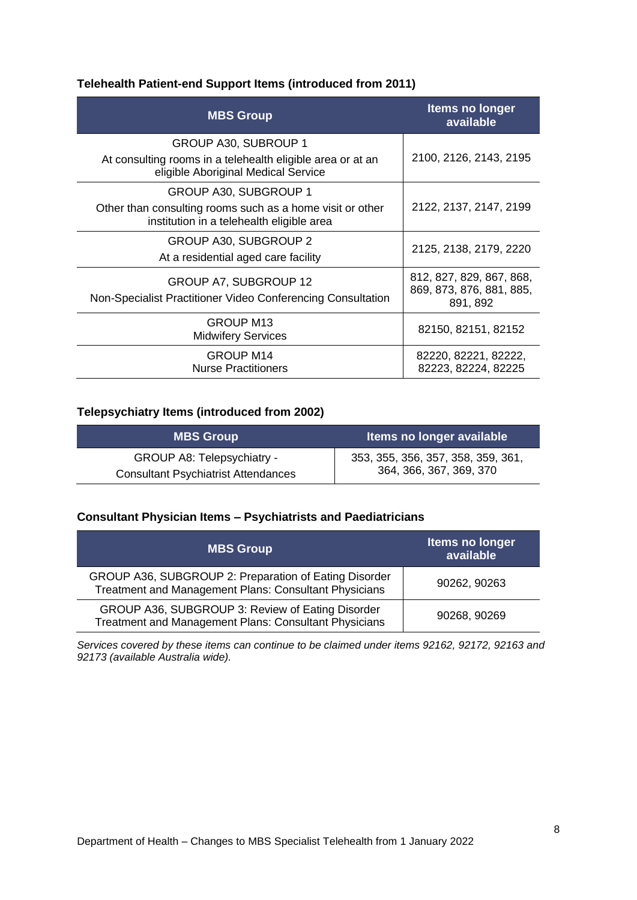**Telehealth Patient-end Support Items (introduced from 2011)**

| MBS Group | Items no longer available |
| --- | --- |
| GROUP A30, SUBROUP 1<br>At consulting rooms in a telehealth eligible area or at an eligible Aboriginal Medical Service | 2100, 2126, 2143, 2195 |
| GROUP A30, SUBGROUP 1<br>Other than consulting rooms such as a home visit or other institution in a telehealth eligible area | 2122, 2137, 2147, 2199 |
| GROUP A30, SUBGROUP 2<br>At a residential aged care facility | 2125, 2138, 2179, 2220 |
| GROUP A7, SUBGROUP 12<br>Non-Specialist Practitioner Video Conferencing Consultation | 812, 827, 829, 867, 868, 869, 873, 876, 881, 885, 891, 892 |
| GROUP M13<br>Midwifery Services | 82150, 82151, 82152 |
| GROUP M14<br>Nurse Practitioners | 82220, 82221, 82222, 82223, 82224, 82225 |

**Telepsychiatry Items (introduced from 2002)**

| MBS Group | Items no longer available |
| --- | --- |
| GROUP A8: Telepsychiatry - Consultant Psychiatrist Attendances | 353, 355, 356, 357, 358, 359, 361, 364, 366, 367, 369, 370 |

**Consultant Physician Items – Psychiatrists and Paediatricians**

| MBS Group | Items no longer available |
| --- | --- |
| GROUP A36, SUBGROUP 2: Preparation of Eating Disorder Treatment and Management Plans: Consultant Physicians | 90262, 90263 |
| GROUP A36, SUBGROUP 3: Review of Eating Disorder Treatment and Management Plans: Consultant Physicians | 90268, 90269 |

*Services covered by these items can continue to be claimed under items 92162, 92172, 92163 and 92173 (available Australia wide).*